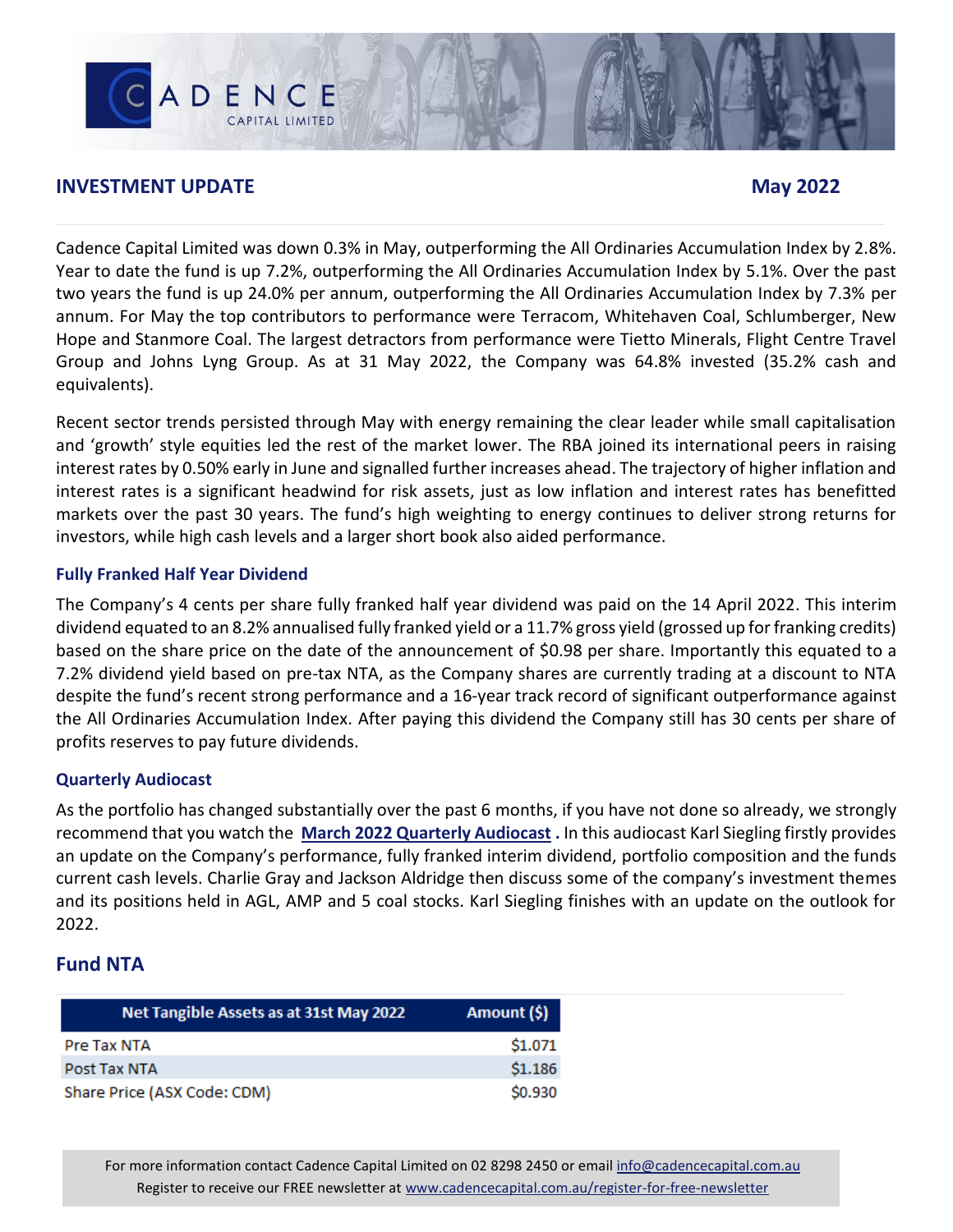CADENCE CAPITAL LIMITED

## INVESTMENT UPDATE

**May 2022**

Cadence Capital Limited was down 0.3% in May, outperforming the All Ordinaries Accumulation Index by 2.8%. Year to date the fund is up 7.2%, outperforming the All Ordinaries Accumulation Index by 5.1%. Over the past two years the fund is up 24.0% per annum, outperforming the All Ordinaries Accumulation Index by 7.3% per annum. For May the top contributors to performance were Terracom, Whitehaven Coal, Schlumberger, New Hope and Stanmore Coal. The largest detractors from performance were Tietto Minerals, Flight Centre Travel Group and Johns Lyng Group. As at 31 May 2022, the Company was 64.8% invested (35.2% cash and equivalents).

Recent sector trends persisted through May with energy remaining the clear leader while small capitalisation and 'growth' style equities led the rest of the market lower. The RBA joined its international peers in raising interest rates by 0.50% early in June and signalled further increases ahead. The trajectory of higher inflation and interest rates is a significant headwind for risk assets, just as low inflation and interest rates has benefitted markets over the past 30 years. The fund's high weighting to energy continues to deliver strong returns for investors, while high cash levels and a larger short book also aided performance.

### Fully Franked Half Year Dividend

The Company's 4 cents per share fully franked half year dividend was paid on the 14 April 2022. This interim dividend equated to an 8.2% annualised fully franked yield or a 11.7% gross yield (grossed up for franking credits) based on the share price on the date of the announcement of $0.98 per share. Importantly this equated to a 7.2% dividend yield based on pre-tax NTA, as the Company shares are currently trading at a discount to NTA despite the fund's recent strong performance and a 16-year track record of significant outperformance against the All Ordinaries Accumulation Index. After paying this dividend the Company still has 30 cents per share of profits reserves to pay future dividends.

### Quarterly Audiocast

As the portfolio has changed substantially over the past 6 months, if you have not done so already, we strongly recommend that you watch the **March 2022 Quarterly Audiocast** **.** In this audiocast Karl Siegling firstly provides an update on the Company's performance, fully franked interim dividend, portfolio composition and the funds current cash levels. Charlie Gray and Jackson Aldridge then discuss some of the company's investment themes and its positions held in AGL, AMP and 5 coal stocks. Karl Siegling finishes with an update on the outlook for 2022.

## Fund NTA

| Net Tangible Assets as at 31st May 2022 | Amount ($) |
|---|---|
| Pre Tax NTA | $1.071 |
| Post Tax NTA | $1.186 |
| Share Price (ASX Code: CDM) | $0.930 |

For more information contact Cadence Capital Limited on 02 8298 2450 or email info@cadencecapital.com.au
Register to receive our FREE newsletter at www.cadencecapital.com.au/register-for-free-newsletter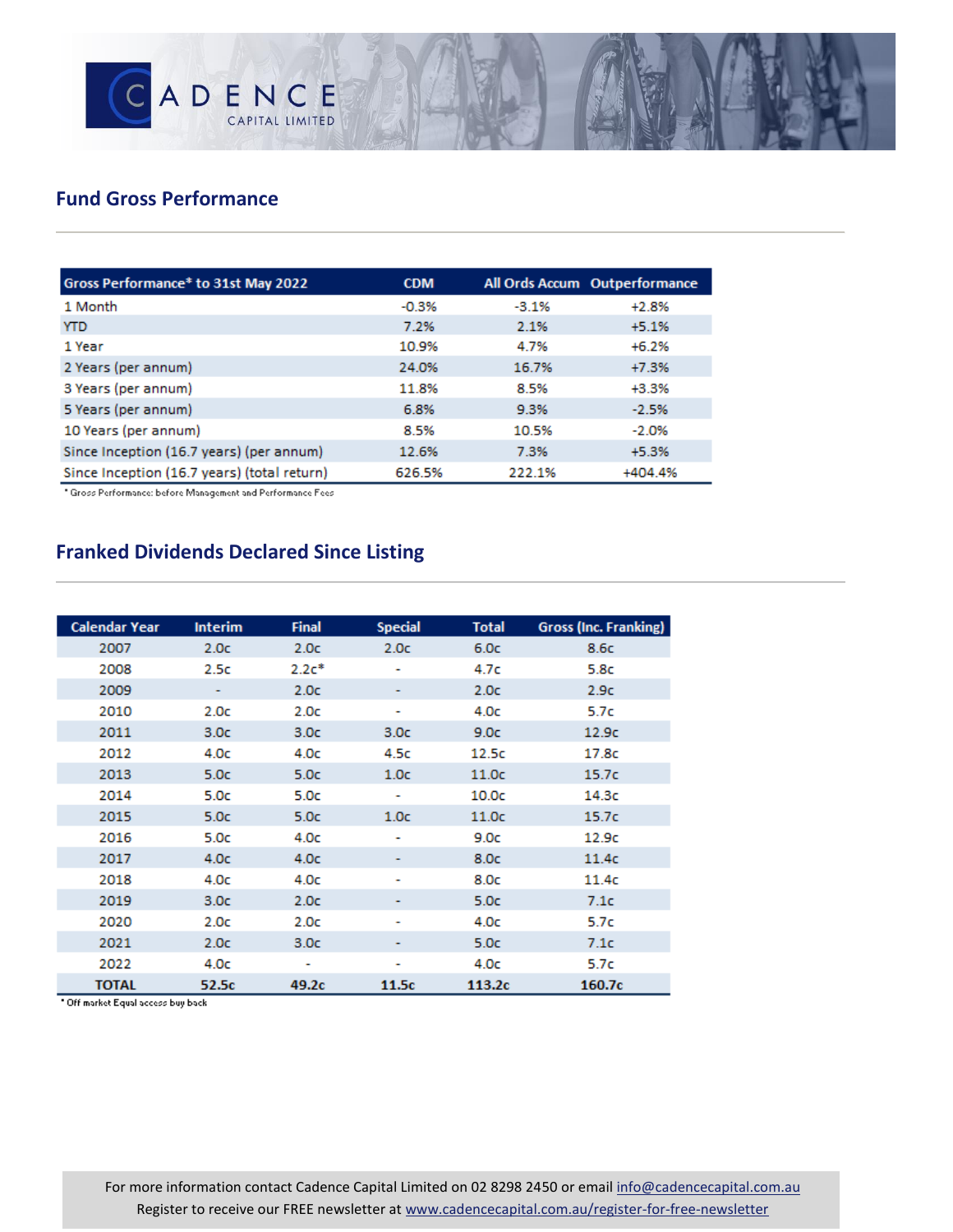## Fund Gross Performance

| Gross Performance* to 31st May 2022 | CDM | All Ords Accum | Outperformance |
|---|---|---|---|
| 1 Month | -0.3% | -3.1% | +2.8% |
| YTD | 7.2% | 2.1% | +5.1% |
| 1 Year | 10.9% | 4.7% | +6.2% |
| 2 Years (per annum) | 24.0% | 16.7% | +7.3% |
| 3 Years (per annum) | 11.8% | 8.5% | +3.3% |
| 5 Years (per annum) | 6.8% | 9.3% | -2.5% |
| 10 Years (per annum) | 8.5% | 10.5% | -2.0% |
| Since Inception (16.7 years) (per annum) | 12.6% | 7.3% | +5.3% |
| Since Inception (16.7 years) (total return) | 626.5% | 222.1% | +404.4% |

* Gross Performance: before Management and Performance Fees

## Franked Dividends Declared Since Listing

| Calendar Year | Interim | Final | Special | Total | Gross (Inc. Franking) |
|---|---|---|---|---|---|
| 2007 | 2.0c | 2.0c | 2.0c | 6.0c | 8.6c |
| 2008 | 2.5c | 2.2c* | - | 4.7c | 5.8c |
| 2009 | - | 2.0c | - | 2.0c | 2.9c |
| 2010 | 2.0c | 2.0c | - | 4.0c | 5.7c |
| 2011 | 3.0c | 3.0c | 3.0c | 9.0c | 12.9c |
| 2012 | 4.0c | 4.0c | 4.5c | 12.5c | 17.8c |
| 2013 | 5.0c | 5.0c | 1.0c | 11.0c | 15.7c |
| 2014 | 5.0c | 5.0c | - | 10.0c | 14.3c |
| 2015 | 5.0c | 5.0c | 1.0c | 11.0c | 15.7c |
| 2016 | 5.0c | 4.0c | - | 9.0c | 12.9c |
| 2017 | 4.0c | 4.0c | - | 8.0c | 11.4c |
| 2018 | 4.0c | 4.0c | - | 8.0c | 11.4c |
| 2019 | 3.0c | 2.0c | - | 5.0c | 7.1c |
| 2020 | 2.0c | 2.0c | - | 4.0c | 5.7c |
| 2021 | 2.0c | 3.0c | - | 5.0c | 7.1c |
| 2022 | 4.0c | - | - | 4.0c | 5.7c |
| **TOTAL** | **52.5c** | **49.2c** | **11.5c** | **113.2c** | **160.7c** |

* Off market Equal access buy back

For more information contact Cadence Capital Limited on 02 8298 2450 or email info@cadencecapital.com.au
Register to receive our FREE newsletter at www.cadencecapital.com.au/register-for-free-newsletter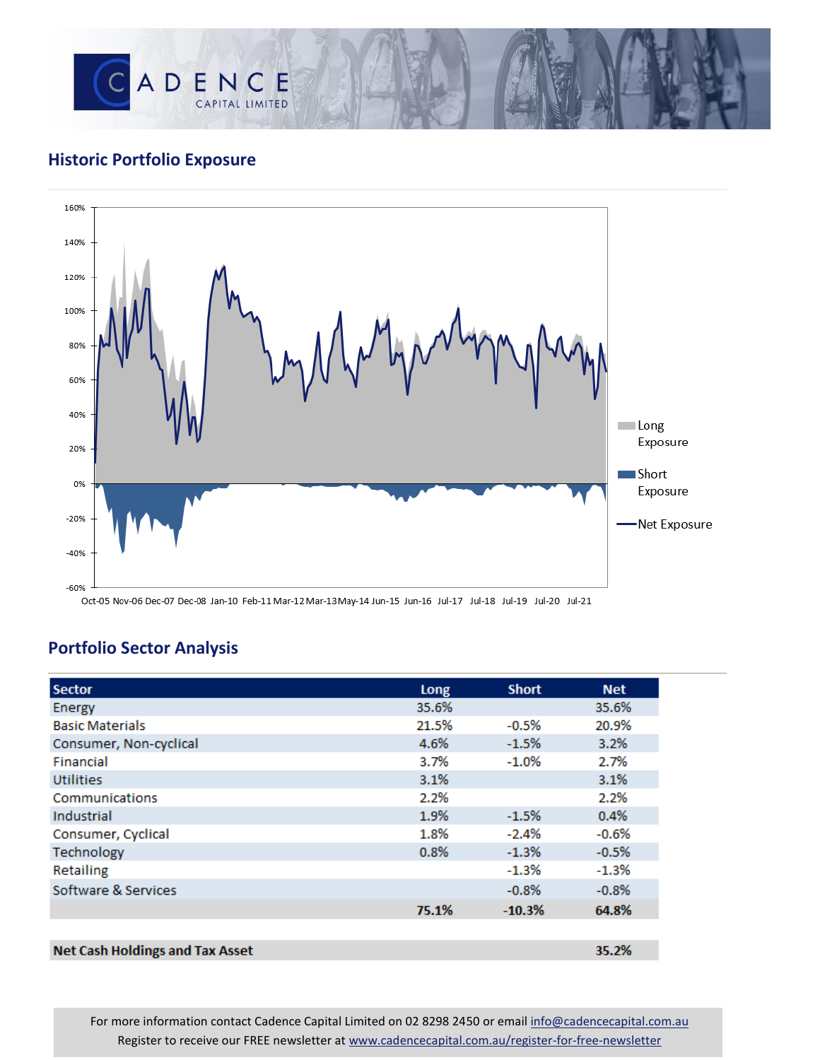## Historic Portfolio Exposure

## Portfolio Sector Analysis

| Sector | Long | Short | Net |
|---|---|---|---|
| Energy | 35.6% | | 35.6% |
| Basic Materials | 21.5% | -0.5% | 20.9% |
| Consumer, Non-cyclical | 4.6% | -1.5% | 3.2% |
| Financial | 3.7% | -1.0% | 2.7% |
| Utilities | 3.1% | | 3.1% |
| Communications | 2.2% | | 2.2% |
| Industrial | 1.9% | -1.5% | 0.4% |
| Consumer, Cyclical | 1.8% | -2.4% | -0.6% |
| Technology | 0.8% | -1.3% | -0.5% |
| Retailing | | -1.3% | -1.3% |
| Software & Services | | -0.8% | -0.8% |
| | **75.1%** | **-10.3%** | **64.8%** |

| | |
|---|---|
| **Net Cash Holdings and Tax Asset** | **35.2%** |

For more information contact Cadence Capital Limited on 02 8298 2450 or email info@cadencecapital.com.au
Register to receive our FREE newsletter at www.cadencecapital.com.au/register-for-free-newsletter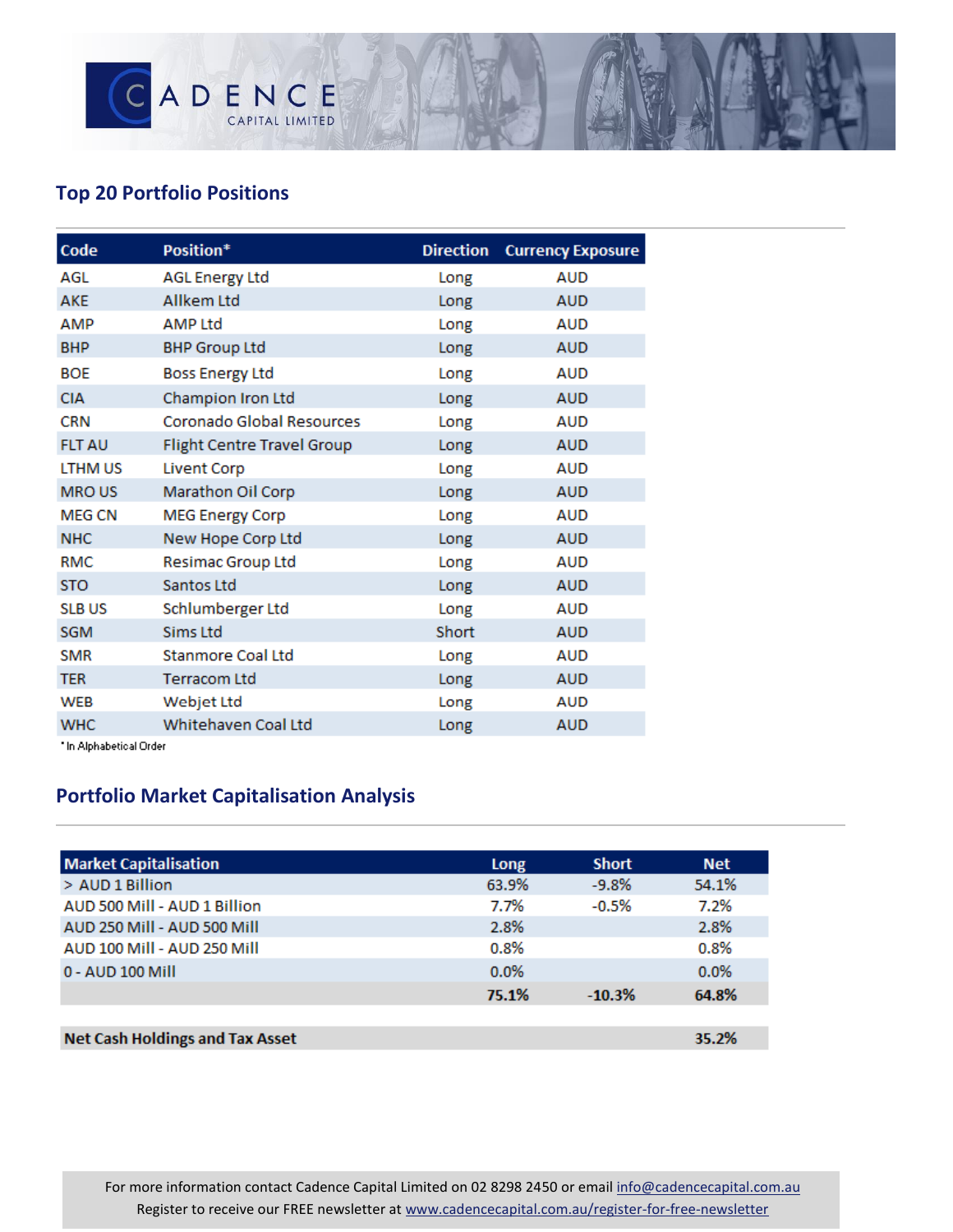## Top 20 Portfolio Positions

| Code | Position* | Direction | Currency Exposure |
|---|---|---|---|
| AGL | AGL Energy Ltd | Long | AUD |
| AKE | Allkem Ltd | Long | AUD |
| AMP | AMP Ltd | Long | AUD |
| BHP | BHP Group Ltd | Long | AUD |
| BOE | Boss Energy Ltd | Long | AUD |
| CIA | Champion Iron Ltd | Long | AUD |
| CRN | Coronado Global Resources | Long | AUD |
| FLT AU | Flight Centre Travel Group | Long | AUD |
| LTHM US | Livent Corp | Long | AUD |
| MRO US | Marathon Oil Corp | Long | AUD |
| MEG CN | MEG Energy Corp | Long | AUD |
| NHC | New Hope Corp Ltd | Long | AUD |
| RMC | Resimac Group Ltd | Long | AUD |
| STO | Santos Ltd | Long | AUD |
| SLB US | Schlumberger Ltd | Long | AUD |
| SGM | Sims Ltd | Short | AUD |
| SMR | Stanmore Coal Ltd | Long | AUD |
| TER | Terracom Ltd | Long | AUD |
| WEB | Webjet Ltd | Long | AUD |
| WHC | Whitehaven Coal Ltd | Long | AUD |

* In Alphabetical Order

## Portfolio Market Capitalisation Analysis

| Market Capitalisation | Long | Short | Net |
|---|---|---|---|
| > AUD 1 Billion | 63.9% | -9.8% | 54.1% |
| AUD 500 Mill - AUD 1 Billion | 7.7% | -0.5% | 7.2% |
| AUD 250 Mill - AUD 500 Mill | 2.8% | | 2.8% |
| AUD 100 Mill - AUD 250 Mill | 0.8% | | 0.8% |
| 0 - AUD 100 Mill | 0.0% | | 0.0% |
| | **75.1%** | **-10.3%** | **64.8%** |
| **Net Cash Holdings and Tax Asset** | | | **35.2%** |

For more information contact Cadence Capital Limited on 02 8298 2450 or email info@cadencecapital.com.au
Register to receive our FREE newsletter at www.cadencecapital.com.au/register-for-free-newsletter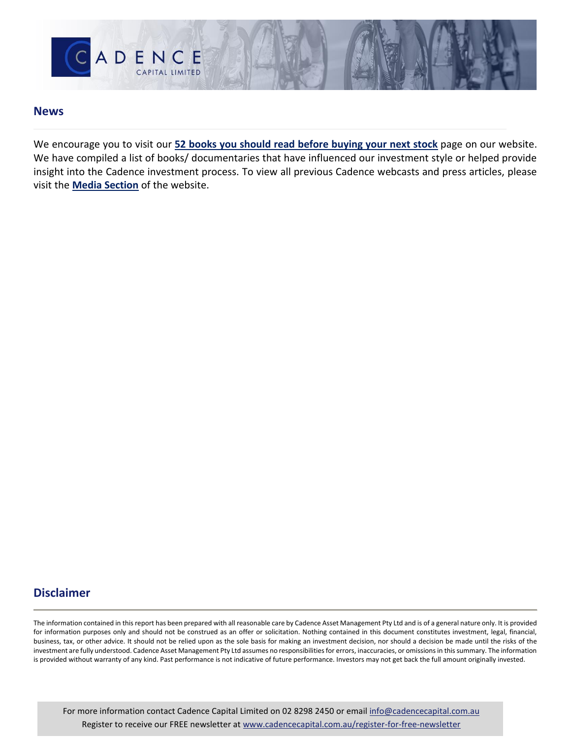## News

We encourage you to visit our **52 books you should read before buying your next stock** page on our website. We have compiled a list of books/ documentaries that have influenced our investment style or helped provide insight into the Cadence investment process. To view all previous Cadence webcasts and press articles, please visit the **Media Section** of the website.

## Disclaimer

The information contained in this report has been prepared with all reasonable care by Cadence Asset Management Pty Ltd and is of a general nature only. It is provided for information purposes only and should not be construed as an offer or solicitation. Nothing contained in this document constitutes investment, legal, financial, business, tax, or other advice. It should not be relied upon as the sole basis for making an investment decision, nor should a decision be made until the risks of the investment are fully understood. Cadence Asset Management Pty Ltd assumes no responsibilities for errors, inaccuracies, or omissions in this summary. The information is provided without warranty of any kind. Past performance is not indicative of future performance. Investors may not get back the full amount originally invested.

For more information contact Cadence Capital Limited on 02 8298 2450 or email info@cadencecapital.com.au
Register to receive our FREE newsletter at www.cadencecapital.com.au/register-for-free-newsletter